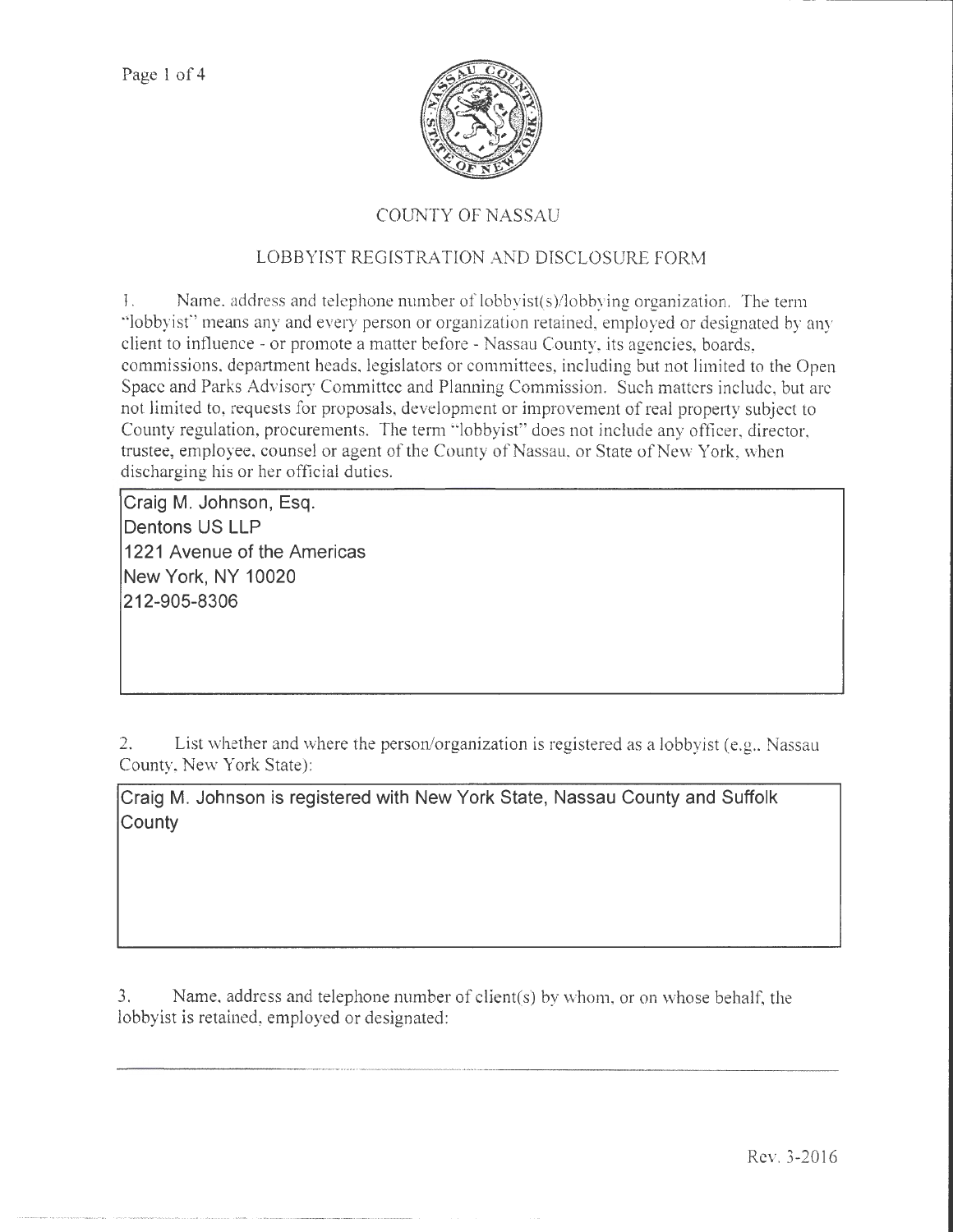# COUNTY OF NASSAU

## LOBBYIST REGISTRATION AND DISCLOSURE FORM

1. Name, address and telephone number of lobbyist(s)/lobbying organization. The term "lobbyist" means any and every person or organization retained, employed or designated by any client to influence - or promote a matter before - Nassau County, its agencies, boards, commissions, department heads, legislators or committees, including but not limited to the Open Space and Parks Advisory Committee and Planning Commission. Such matters include, but are not limited to, requests for proposals, development or improvement of real property subject to County regulation, procurements. The term "lobbyist" does not include any officer, director, trustee, employee, counsel or agent of the County of Nassau, or State of New York, when discharging his or her official duties.

Craig M. Johnson, Esq.
Dentons US LLP
1221 Avenue of the Americas
New York, NY 10020
212-905-8306

2. List whether and where the person/organization is registered as a lobbyist (e.g., Nassau County, New York State):

Craig M. Johnson is registered with New York State, Nassau County and Suffolk County

3. Name, address and telephone number of client(s) by whom, or on whose behalf, the lobbyist is retained, employed or designated: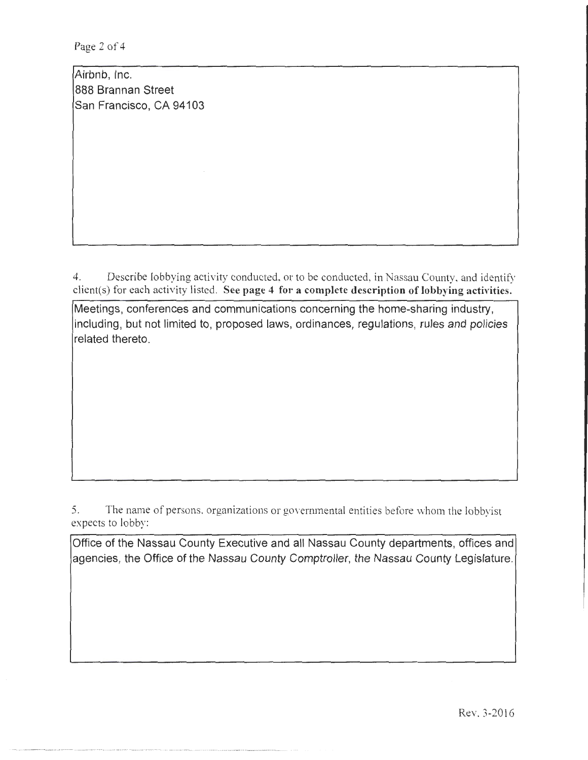Airbnb, Inc.
888 Brannan Street
San Francisco, CA 94103

4. Describe lobbying activity conducted, or to be conducted, in Nassau County, and identify client(s) for each activity listed. **See page 4 for a complete description of lobbying activities.**

Meetings, conferences and communications concerning the home-sharing industry, including, but not limited to, proposed laws, ordinances, regulations, rules and policies related thereto.

5. The name of persons, organizations or governmental entities before whom the lobbyist expects to lobby:

Office of the Nassau County Executive and all Nassau County departments, offices and agencies, the Office of the Nassau County Comptroller, the Nassau County Legislature.

Rev. 3-2016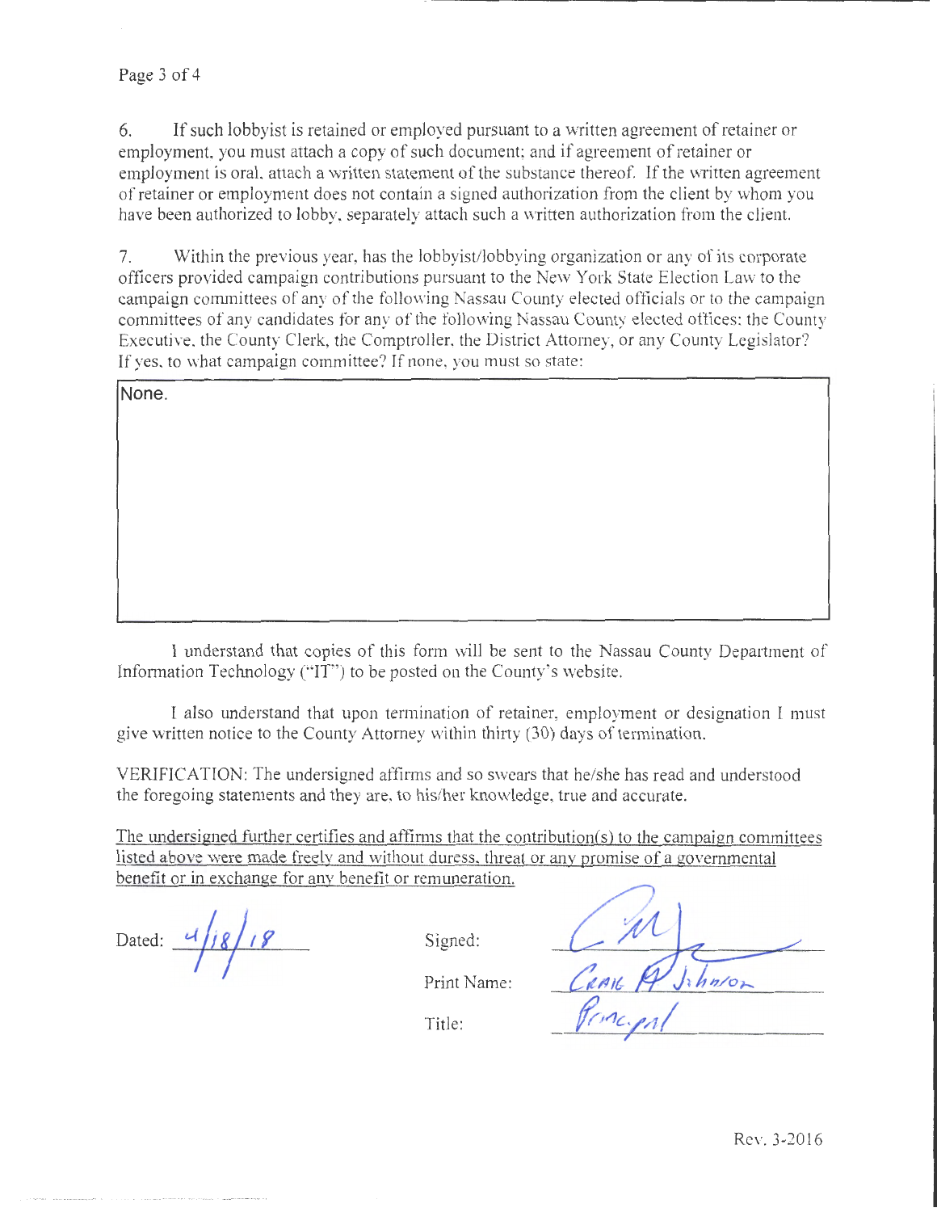6. If such lobbyist is retained or employed pursuant to a written agreement of retainer or employment, you must attach a copy of such document; and if agreement of retainer or employment is oral, attach a written statement of the substance thereof. If the written agreement of retainer or employment does not contain a signed authorization from the client by whom you have been authorized to lobby, separately attach such a written authorization from the client.

7. Within the previous year, has the lobbyist/lobbying organization or any of its corporate officers provided campaign contributions pursuant to the New York State Election Law to the campaign committees of any of the following Nassau County elected officials or to the campaign committees of any candidates for any of the following Nassau County elected offices: the County Executive, the County Clerk, the Comptroller, the District Attorney, or any County Legislator? If yes, to what campaign committee? If none, you must so state:

None.

I understand that copies of this form will be sent to the Nassau County Department of Information Technology ("IT") to be posted on the County's website.

I also understand that upon termination of retainer, employment or designation I must give written notice to the County Attorney within thirty (30) days of termination.

VERIFICATION: The undersigned affirms and so swears that he/she has read and understood the foregoing statements and they are, to his/her knowledge, true and accurate.

The undersigned further certifies and affirms that the contribution(s) to the campaign committees listed above were made freely and without duress, threat or any promise of a governmental benefit or in exchange for any benefit or remuneration.

Dated: 4/18/18

Signed: [signature]

Print Name: Craig A Johnson

Title: Principal

Rev. 3-2016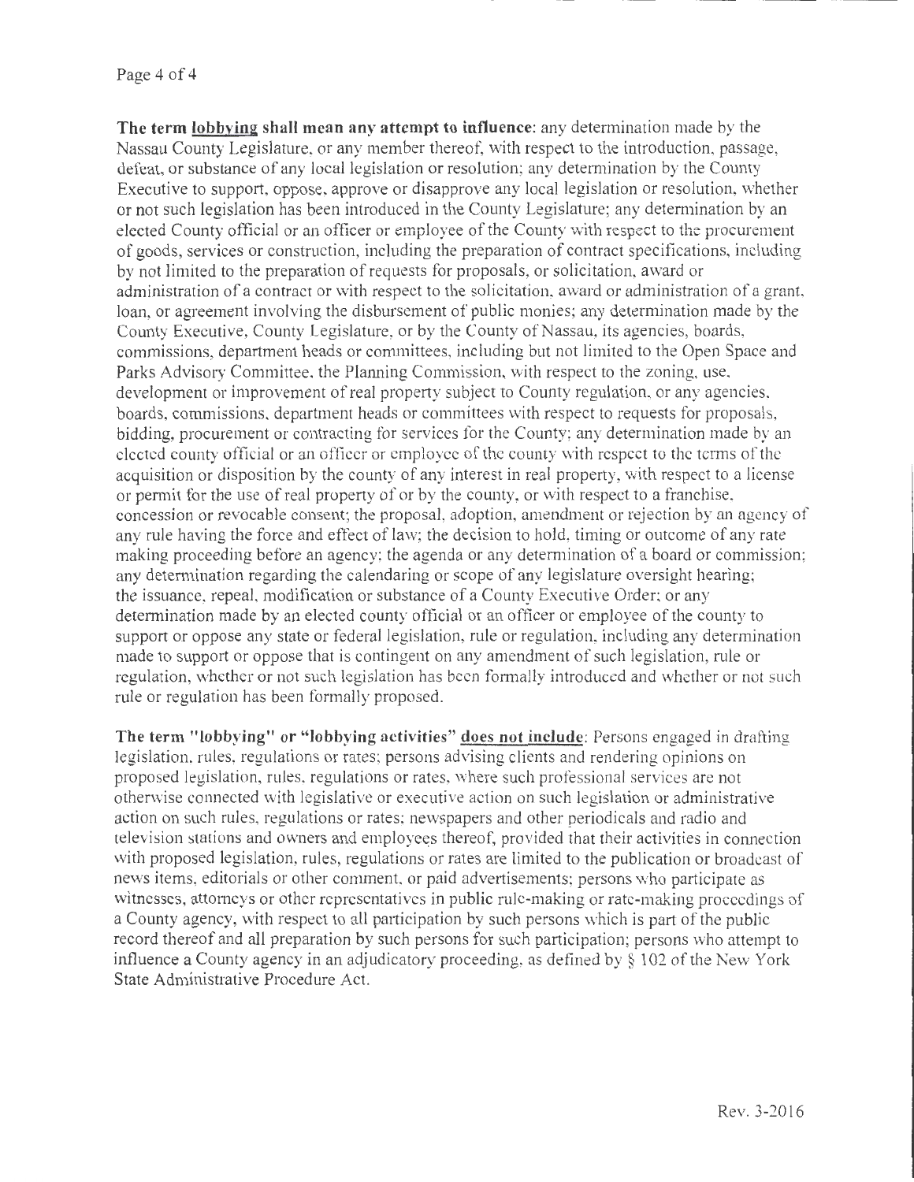**The term <u>lobbying</u> shall mean any attempt to influence**: any determination made by the Nassau County Legislature, or any member thereof, with respect to the introduction, passage, defeat, or substance of any local legislation or resolution; any determination by the County Executive to support, oppose, approve or disapprove any local legislation or resolution, whether or not such legislation has been introduced in the County Legislature; any determination by an elected County official or an officer or employee of the County with respect to the procurement of goods, services or construction, including the preparation of contract specifications, including by not limited to the preparation of requests for proposals, or solicitation, award or administration of a contract or with respect to the solicitation, award or administration of a grant, loan, or agreement involving the disbursement of public monies; any determination made by the County Executive, County Legislature, or by the County of Nassau, its agencies, boards, commissions, department heads or committees, including but not limited to the Open Space and Parks Advisory Committee, the Planning Commission, with respect to the zoning, use, development or improvement of real property subject to County regulation, or any agencies, boards, commissions, department heads or committees with respect to requests for proposals, bidding, procurement or contracting for services for the County; any determination made by an elected county official or an officer or employee of the county with respect to the terms of the acquisition or disposition by the county of any interest in real property, with respect to a license or permit for the use of real property of or by the county, or with respect to a franchise, concession or revocable consent; the proposal, adoption, amendment or rejection by an agency of any rule having the force and effect of law; the decision to hold, timing or outcome of any rate making proceeding before an agency; the agenda or any determination of a board or commission; any determination regarding the calendaring or scope of any legislature oversight hearing; the issuance, repeal, modification or substance of a County Executive Order; or any determination made by an elected county official or an officer or employee of the county to support or oppose any state or federal legislation, rule or regulation, including any determination made to support or oppose that is contingent on any amendment of such legislation, rule or regulation, whether or not such legislation has been formally introduced and whether or not such rule or regulation has been formally proposed.

**The term "lobbying" or "lobbying activities" <u>does not include</u>**: Persons engaged in drafting legislation, rules, regulations or rates; persons advising clients and rendering opinions on proposed legislation, rules, regulations or rates, where such professional services are not otherwise connected with legislative or executive action on such legislation or administrative action on such rules, regulations or rates; newspapers and other periodicals and radio and television stations and owners and employees thereof, provided that their activities in connection with proposed legislation, rules, regulations or rates are limited to the publication or broadcast of news items, editorials or other comment, or paid advertisements; persons who participate as witnesses, attorneys or other representatives in public rule-making or rate-making proceedings of a County agency, with respect to all participation by such persons which is part of the public record thereof and all preparation by such persons for such participation; persons who attempt to influence a County agency in an adjudicatory proceeding, as defined by § 102 of the New York State Administrative Procedure Act.

Rev. 3-2016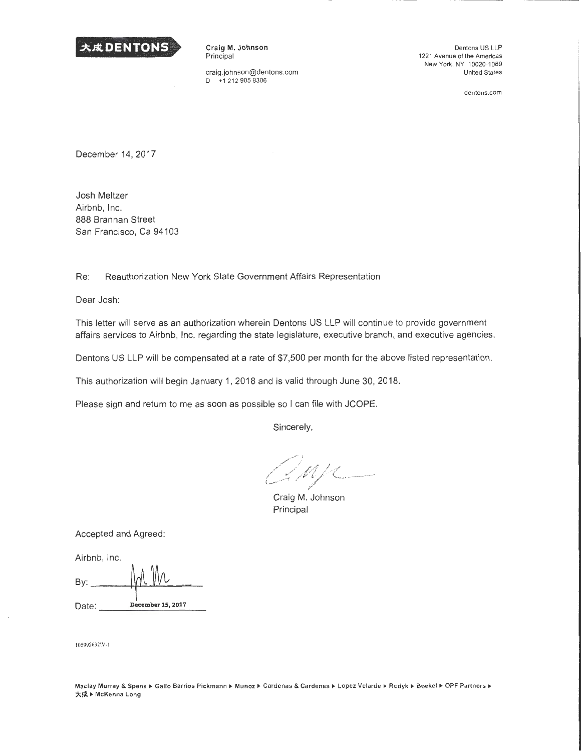大成 DENTONS

**Craig M. Johnson**
Principal

craig.johnson@dentons.com
D +1 212 905 8306

Dentons US LLP
1221 Avenue of the Americas
New York, NY 10020-1089
United States

dentons.com

December 14, 2017

Josh Meltzer
Airbnb, Inc.
888 Brannan Street
San Francisco, Ca 94103

Re: Reauthorization New York State Government Affairs Representation

Dear Josh:

This letter will serve as an authorization wherein Dentons US LLP will continue to provide government affairs services to Airbnb, Inc. regarding the state legislature, executive branch, and executive agencies.

Dentons US LLP will be compensated at a rate of $7,500 per month for the above listed representation.

This authorization will begin January 1, 2018 and is valid through June 30, 2018.

Please sign and return to me as soon as possible so I can file with JCOPE.

Sincerely,

Craig M. Johnson
Principal

Accepted and Agreed:

Airbnb, Inc.

By: ______________

Date: December 15, 2017

105992632\V-1

Maclay Murray & Spens ▸ Gallo Barrios Pickmann ▸ Muñoz ▸ Cardenas & Cardenas ▸ Lopez Velarde ▸ Rodyk ▸ Boekel ▸ OPF Partners ▸ 大成 ▸ McKenna Long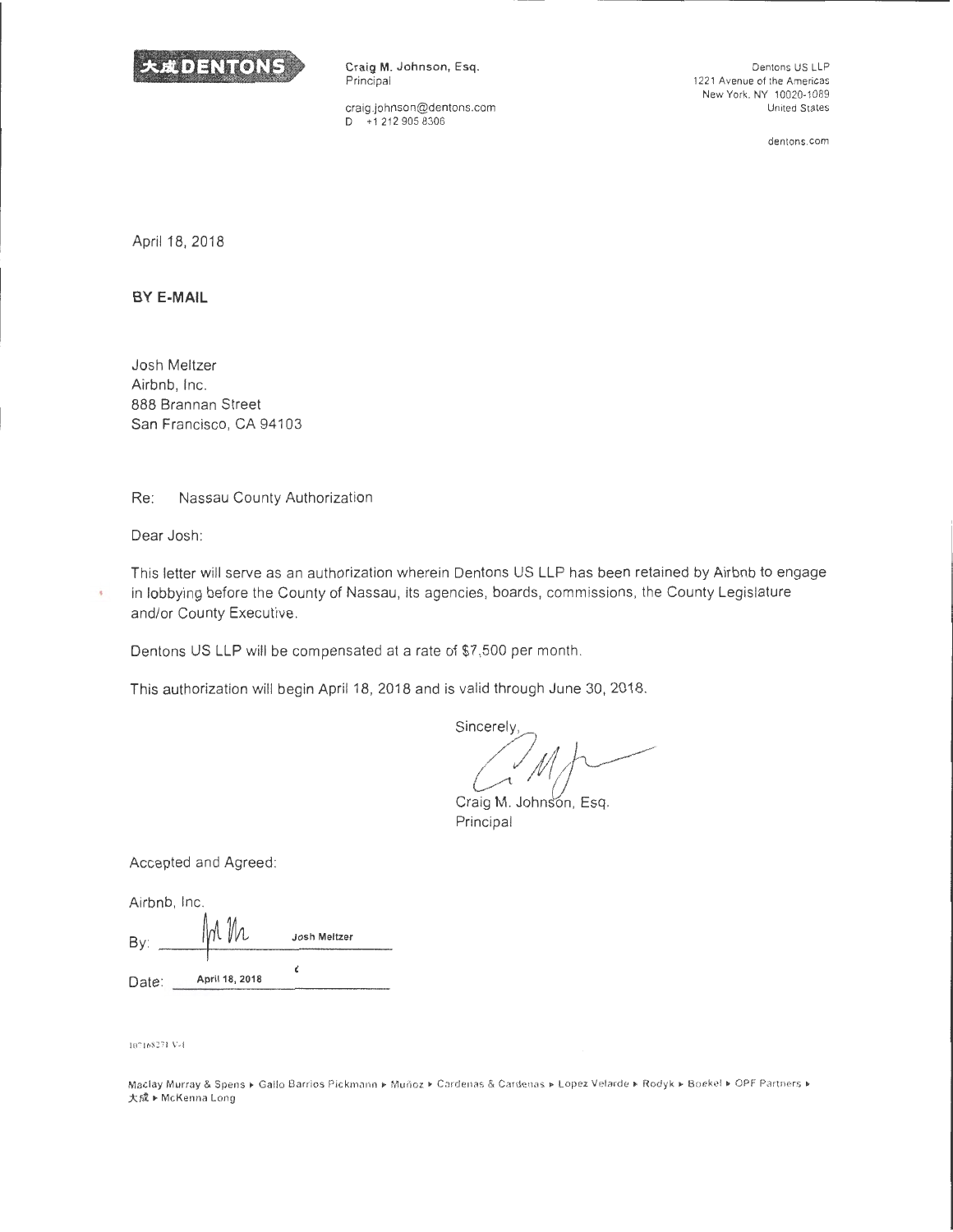大成DENTONS

**Craig M. Johnson, Esq.**
Principal

craig.johnson@dentons.com
D +1 212 905 8306

Dentons US LLP
1221 Avenue of the Americas
New York, NY 10020-1089
United States

dentons.com

April 18, 2018

**BY E-MAIL**

Josh Meltzer
Airbnb, Inc.
888 Brannan Street
San Francisco, CA 94103

Re: Nassau County Authorization

Dear Josh:

This letter will serve as an authorization wherein Dentons US LLP has been retained by Airbnb to engage in lobbying before the County of Nassau, its agencies, boards, commissions, the County Legislature and/or County Executive.

Dentons US LLP will be compensated at a rate of $7,500 per month.

This authorization will begin April 18, 2018 and is valid through June 30, 2018.

Sincerely,

Craig M. Johnson, Esq.
Principal

Accepted and Agreed:

Airbnb, Inc.

By: ____________ Josh Meltzer

Date: April 18, 2018

107168271 V-1

Maclay Murray & Spens ▸ Gallo Barrios Pickmann ▸ Muñoz ▸ Cardenas & Cardenas ▸ Lopez Velarde ▸ Rodyk ▸ Boekel ▸ OPF Partners ▸ 大成 ▸ McKenna Long